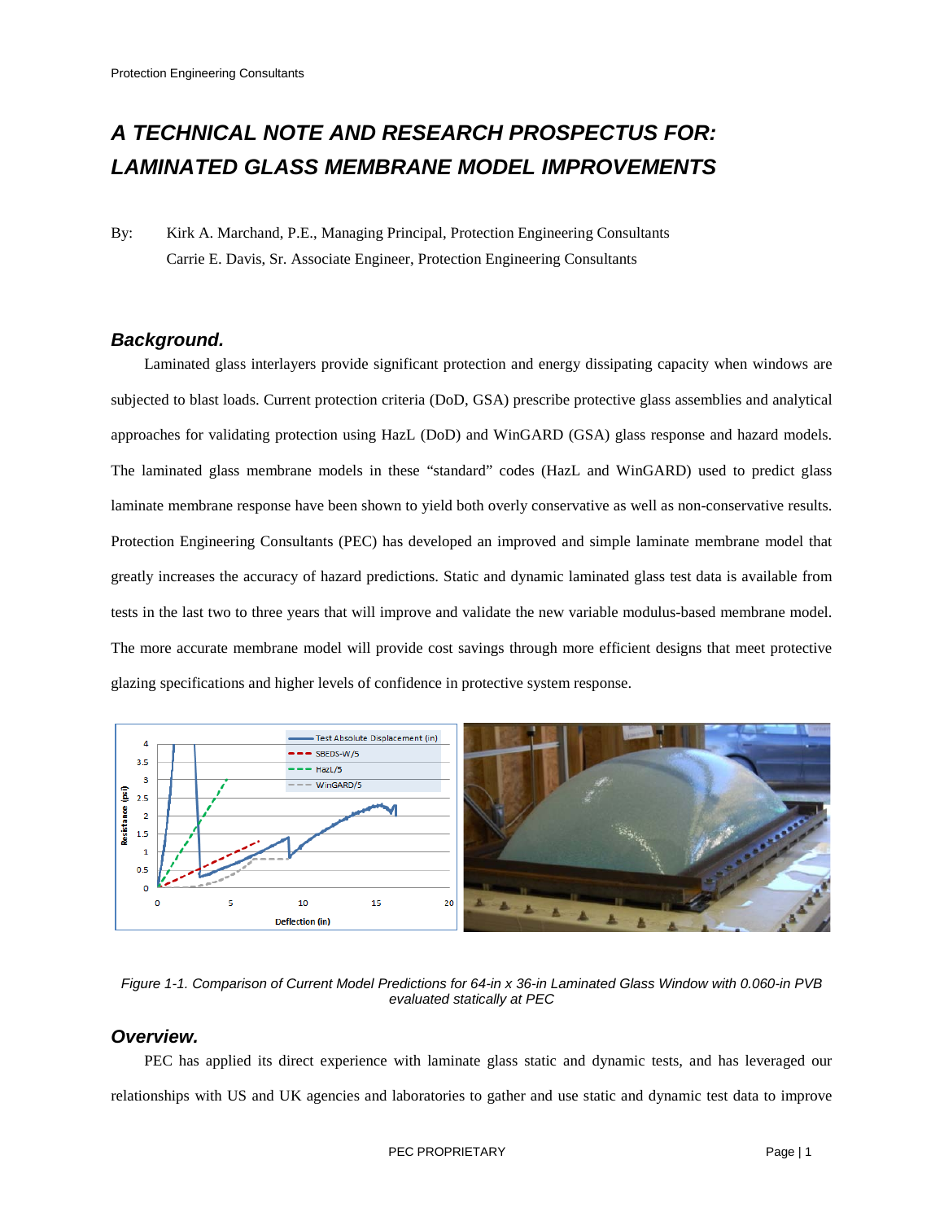# A TECHNICAL NOTE AND RESEARCH PROSPECTUS FOR: LAMINATED GLASS MEMBRANE MODEL IMPROVEMENTS

By: Kirk A. Marchand, P.E., Managing Principal, Protection Engineering Consultants
Carrie E. Davis, Sr. Associate Engineer, Protection Engineering Consultants

## *Background.*

Laminated glass interlayers provide significant protection and energy dissipating capacity when windows are subjected to blast loads. Current protection criteria (DoD, GSA) prescribe protective glass assemblies and analytical approaches for validating protection using HazL (DoD) and WinGARD (GSA) glass response and hazard models. The laminated glass membrane models in these "standard" codes (HazL and WinGARD) used to predict glass laminate membrane response have been shown to yield both overly conservative as well as non-conservative results. Protection Engineering Consultants (PEC) has developed an improved and simple laminate membrane model that greatly increases the accuracy of hazard predictions. Static and dynamic laminated glass test data is available from tests in the last two to three years that will improve and validate the new variable modulus-based membrane model. The more accurate membrane model will provide cost savings through more efficient designs that meet protective glazing specifications and higher levels of confidence in protective system response.

*Figure 1-1. Comparison of Current Model Predictions for 64-in x 36-in Laminated Glass Window with 0.060-in PVB evaluated statically at PEC*

## *Overview.*

PEC has applied its direct experience with laminate glass static and dynamic tests, and has leveraged our relationships with US and UK agencies and laboratories to gather and use static and dynamic test data to improve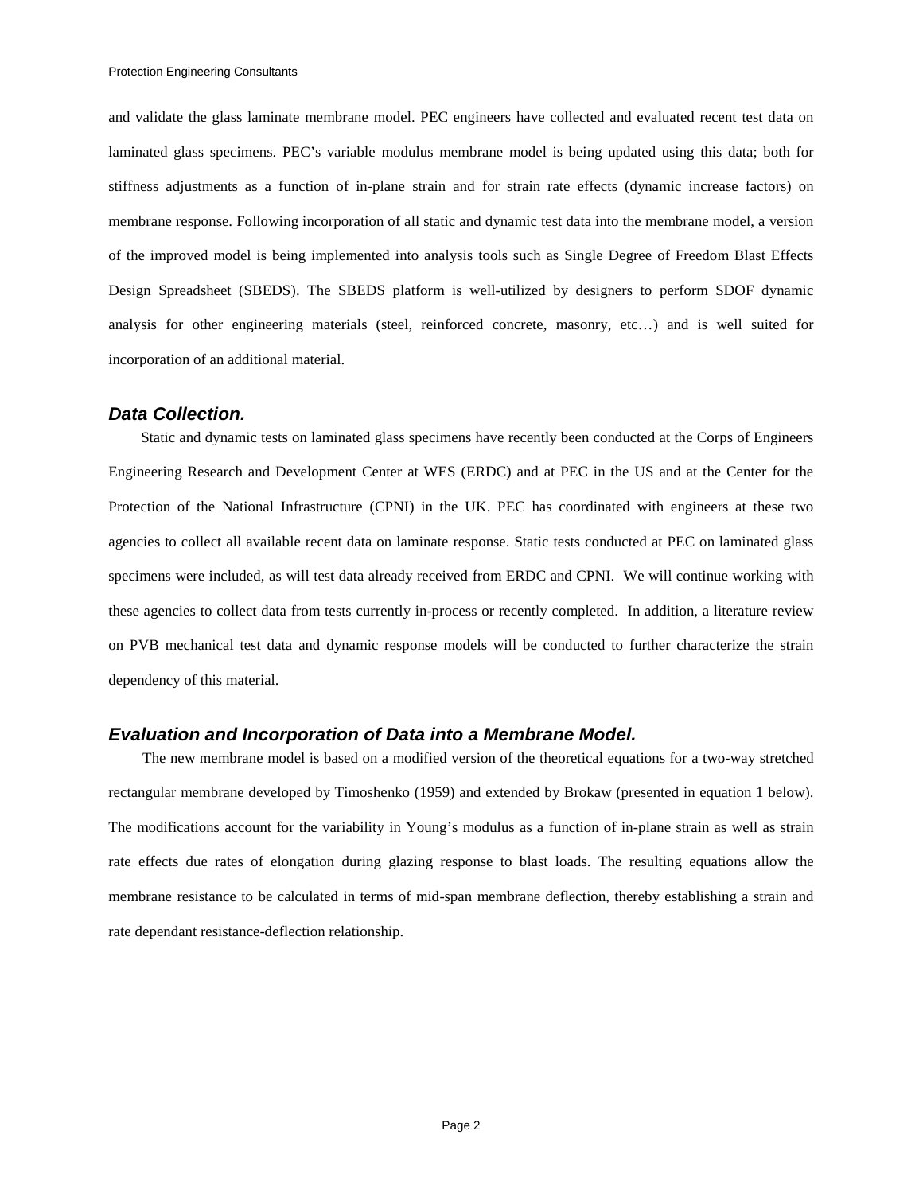and validate the glass laminate membrane model. PEC engineers have collected and evaluated recent test data on laminated glass specimens. PEC's variable modulus membrane model is being updated using this data; both for stiffness adjustments as a function of in-plane strain and for strain rate effects (dynamic increase factors) on membrane response. Following incorporation of all static and dynamic test data into the membrane model, a version of the improved model is being implemented into analysis tools such as Single Degree of Freedom Blast Effects Design Spreadsheet (SBEDS). The SBEDS platform is well-utilized by designers to perform SDOF dynamic analysis for other engineering materials (steel, reinforced concrete, masonry, etc…) and is well suited for incorporation of an additional material.

### *Data Collection.*

Static and dynamic tests on laminated glass specimens have recently been conducted at the Corps of Engineers Engineering Research and Development Center at WES (ERDC) and at PEC in the US and at the Center for the Protection of the National Infrastructure (CPNI) in the UK. PEC has coordinated with engineers at these two agencies to collect all available recent data on laminate response. Static tests conducted at PEC on laminated glass specimens were included, as will test data already received from ERDC and CPNI. We will continue working with these agencies to collect data from tests currently in-process or recently completed. In addition, a literature review on PVB mechanical test data and dynamic response models will be conducted to further characterize the strain dependency of this material.

### *Evaluation and Incorporation of Data into a Membrane Model.*

The new membrane model is based on a modified version of the theoretical equations for a two-way stretched rectangular membrane developed by Timoshenko (1959) and extended by Brokaw (presented in equation 1 below). The modifications account for the variability in Young's modulus as a function of in-plane strain as well as strain rate effects due rates of elongation during glazing response to blast loads. The resulting equations allow the membrane resistance to be calculated in terms of mid-span membrane deflection, thereby establishing a strain and rate dependant resistance-deflection relationship.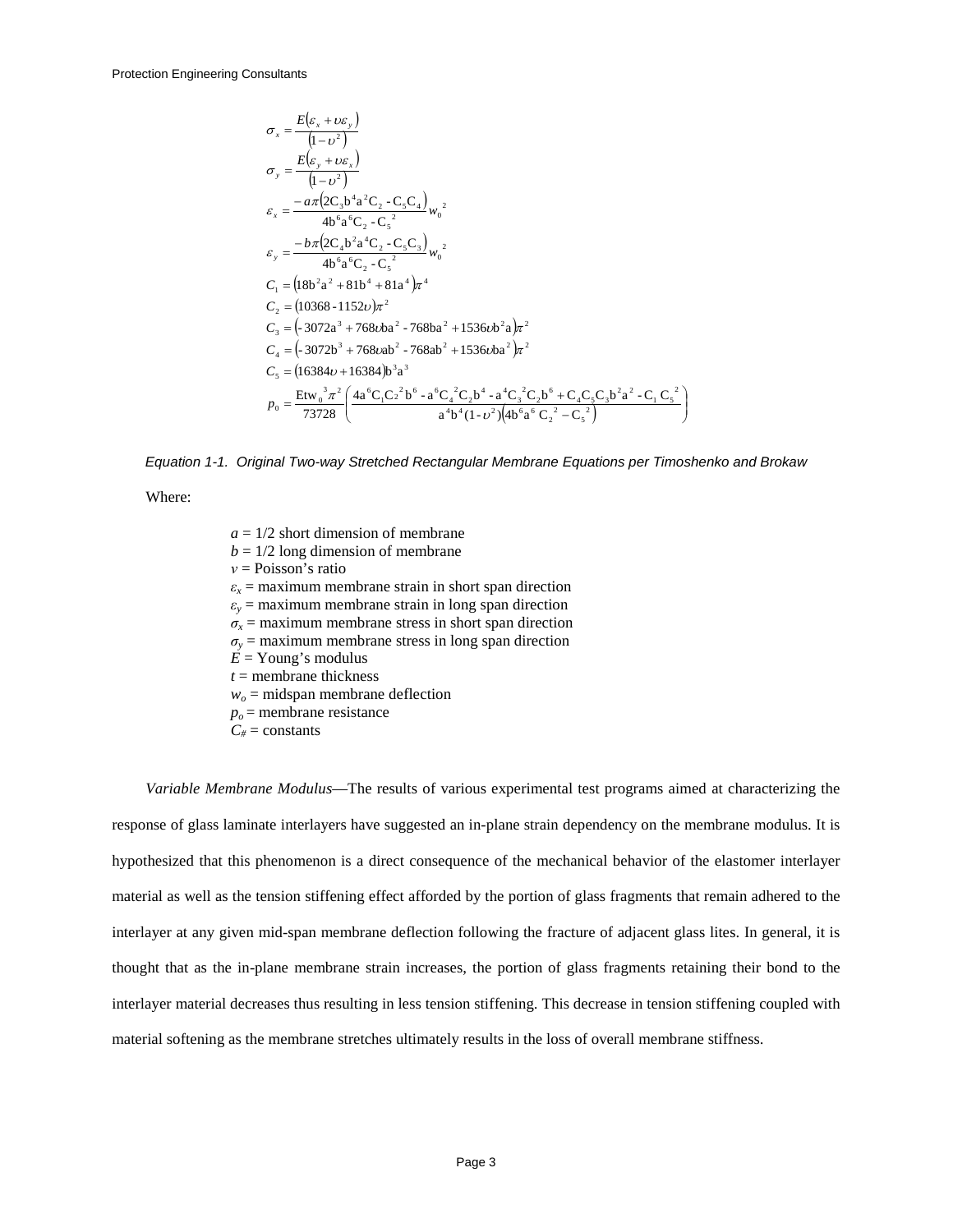$$\sigma_x = \frac{E(\varepsilon_x + \upsilon \varepsilon_y)}{(1-\upsilon^2)}$$

$$\sigma_y = \frac{E(\varepsilon_y + \upsilon \varepsilon_x)}{(1-\upsilon^2)}$$

$$\varepsilon_x = \frac{-a\pi(2C_3 b^4 a^2 C_2 - C_5 C_4)}{4b^6 a^6 C_2 - C_5^2} w_0^2$$

$$\varepsilon_y = \frac{-b\pi(2C_4 b^2 a^4 C_2 - C_5 C_3)}{4b^6 a^6 C_2 - C_5^2} w_0^2$$

$$C_1 = (18b^2 a^2 + 81b^4 + 81a^4)\pi^4$$

$$C_2 = (10368 - 1152\upsilon)\pi^2$$

$$C_3 = (-3072a^3 + 768\upsilon ba^2 - 768ba^2 + 1536\upsilon b^2 a)\pi^2$$

$$C_4 = (-3072b^3 + 768\upsilon ab^2 - 768ab^2 + 1536\upsilon ba^2)\pi^2$$

$$C_5 = (16384\upsilon + 16384)b^3 a^3$$

$$p_0 = \frac{Etw_0^3 \pi^2}{73728}\left(\frac{4a^6 C_1 C_2^2 b^6 - a^6 C_4^2 C_2 b^4 - a^4 C_3^2 C_2 b^6 + C_4 C_5 C_3 b^2 a^2 - C_1 C_5^2}{a^4 b^4 (1-\upsilon^2)(4b^6 a^6 C_2^2 - C_5^2)}\right)$$

*Equation 1-1. Original Two-way Stretched Rectangular Membrane Equations per Timoshenko and Brokaw*

Where:

- $a$ = 1/2 short dimension of membrane
- $b$ = 1/2 long dimension of membrane
- $v$ = Poisson's ratio
- $\varepsilon_x$ = maximum membrane strain in short span direction
- $\varepsilon_y$ = maximum membrane strain in long span direction
- $\sigma_x$ = maximum membrane stress in short span direction
- $\sigma_y$ = maximum membrane stress in long span direction
- $E$ = Young's modulus
- $t$ = membrane thickness
- $w_o$ = midspan membrane deflection
- $p_o$ = membrane resistance
- $C_\#$ = constants

*Variable Membrane Modulus*—The results of various experimental test programs aimed at characterizing the response of glass laminate interlayers have suggested an in-plane strain dependency on the membrane modulus. It is hypothesized that this phenomenon is a direct consequence of the mechanical behavior of the elastomer interlayer material as well as the tension stiffening effect afforded by the portion of glass fragments that remain adhered to the interlayer at any given mid-span membrane deflection following the fracture of adjacent glass lites. In general, it is thought that as the in-plane membrane strain increases, the portion of glass fragments retaining their bond to the interlayer material decreases thus resulting in less tension stiffening. This decrease in tension stiffening coupled with material softening as the membrane stretches ultimately results in the loss of overall membrane stiffness.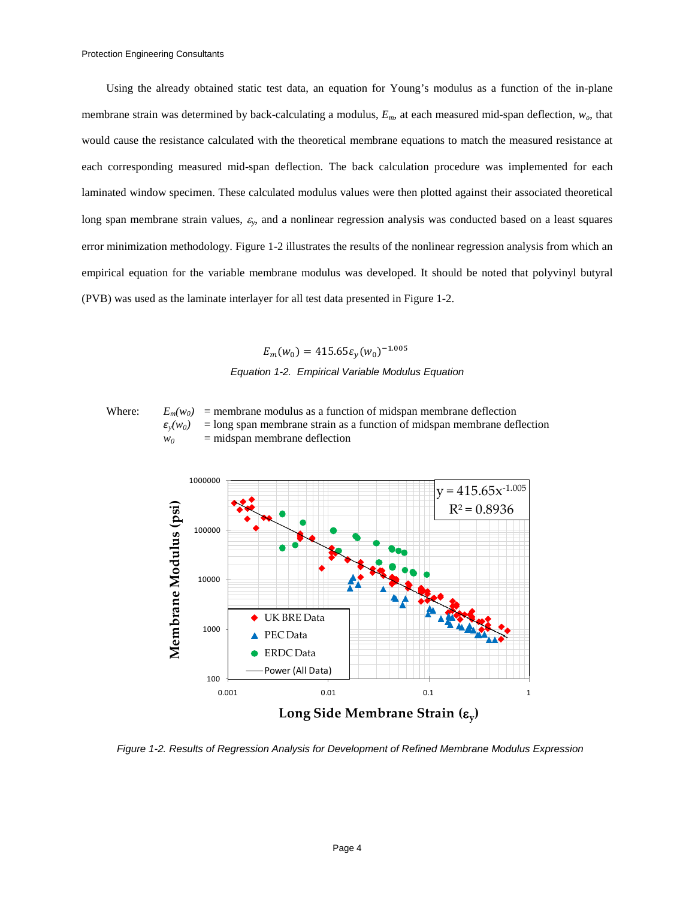Using the already obtained static test data, an equation for Young's modulus as a function of the in-plane membrane strain was determined by back-calculating a modulus, $E_m$, at each measured mid-span deflection, $w_o$, that would cause the resistance calculated with the theoretical membrane equations to match the measured resistance at each corresponding measured mid-span deflection. The back calculation procedure was implemented for each laminated window specimen. These calculated modulus values were then plotted against their associated theoretical long span membrane strain values, $\varepsilon_y$, and a nonlinear regression analysis was conducted based on a least squares error minimization methodology. Figure 1-2 illustrates the results of the nonlinear regression analysis from which an empirical equation for the variable membrane modulus was developed. It should be noted that polyvinyl butyral (PVB) was used as the laminate interlayer for all test data presented in Figure 1-2.

$$E_m(w_0) = 415.65\varepsilon_y(w_0)^{-1.005}$$

*Equation 1-2. Empirical Variable Modulus Equation*

Where:
- $E_m(w_0)$ = membrane modulus as a function of midspan membrane deflection
- $\varepsilon_y(w_0)$ = long span membrane strain as a function of midspan membrane deflection
- $w_0$ = midspan membrane deflection

*Figure 1-2. Results of Regression Analysis for Development of Refined Membrane Modulus Expression*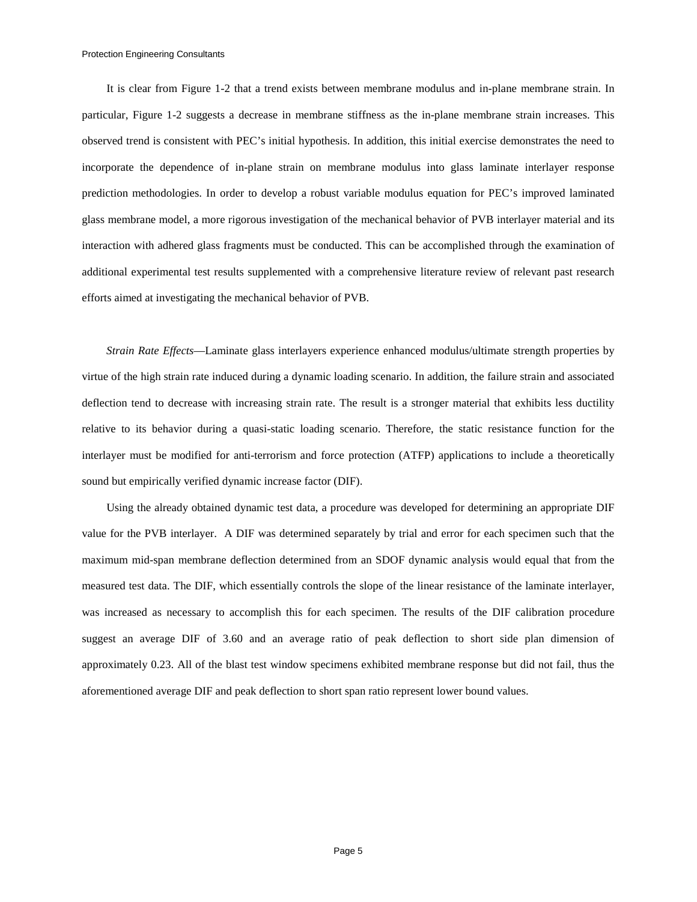It is clear from Figure 1-2 that a trend exists between membrane modulus and in-plane membrane strain. In particular, Figure 1-2 suggests a decrease in membrane stiffness as the in-plane membrane strain increases. This observed trend is consistent with PEC's initial hypothesis. In addition, this initial exercise demonstrates the need to incorporate the dependence of in-plane strain on membrane modulus into glass laminate interlayer response prediction methodologies. In order to develop a robust variable modulus equation for PEC's improved laminated glass membrane model, a more rigorous investigation of the mechanical behavior of PVB interlayer material and its interaction with adhered glass fragments must be conducted. This can be accomplished through the examination of additional experimental test results supplemented with a comprehensive literature review of relevant past research efforts aimed at investigating the mechanical behavior of PVB.

*Strain Rate Effects*—Laminate glass interlayers experience enhanced modulus/ultimate strength properties by virtue of the high strain rate induced during a dynamic loading scenario. In addition, the failure strain and associated deflection tend to decrease with increasing strain rate. The result is a stronger material that exhibits less ductility relative to its behavior during a quasi-static loading scenario. Therefore, the static resistance function for the interlayer must be modified for anti-terrorism and force protection (ATFP) applications to include a theoretically sound but empirically verified dynamic increase factor (DIF).

Using the already obtained dynamic test data, a procedure was developed for determining an appropriate DIF value for the PVB interlayer. A DIF was determined separately by trial and error for each specimen such that the maximum mid-span membrane deflection determined from an SDOF dynamic analysis would equal that from the measured test data. The DIF, which essentially controls the slope of the linear resistance of the laminate interlayer, was increased as necessary to accomplish this for each specimen. The results of the DIF calibration procedure suggest an average DIF of 3.60 and an average ratio of peak deflection to short side plan dimension of approximately 0.23. All of the blast test window specimens exhibited membrane response but did not fail, thus the aforementioned average DIF and peak deflection to short span ratio represent lower bound values.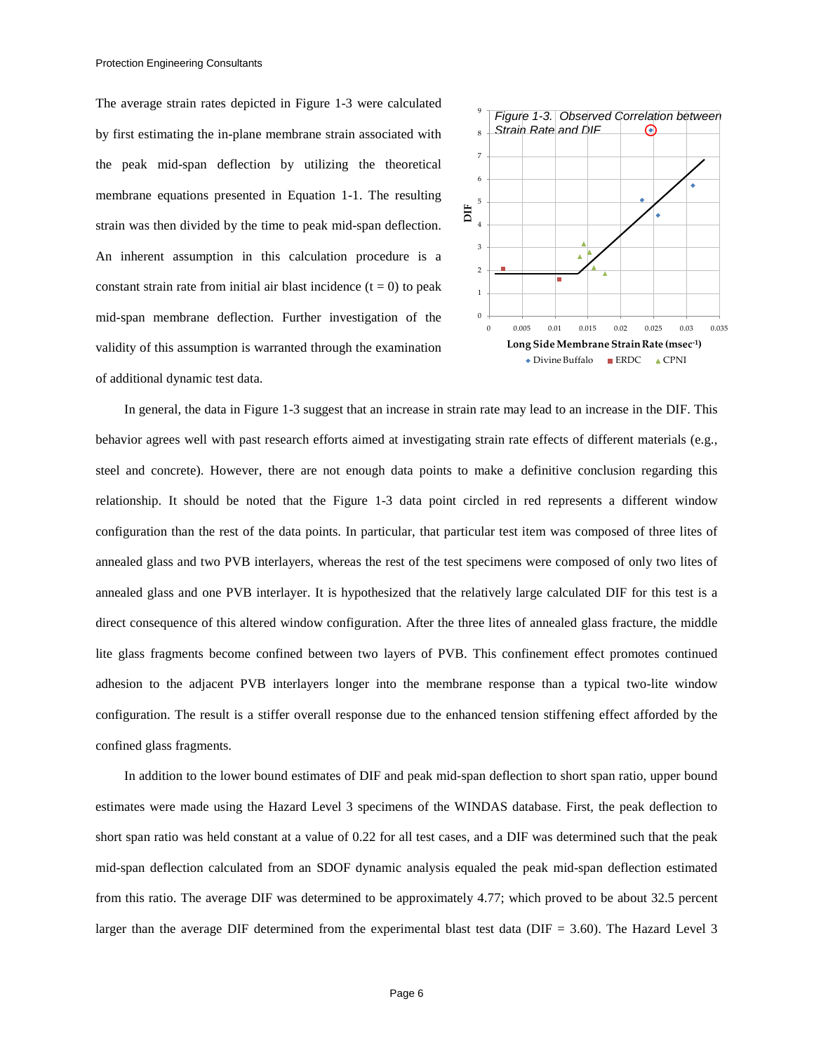The average strain rates depicted in Figure 1-3 were calculated by first estimating the in-plane membrane strain associated with the peak mid-span deflection by utilizing the theoretical membrane equations presented in Equation 1-1. The resulting strain was then divided by the time to peak mid-span deflection. An inherent assumption in this calculation procedure is a constant strain rate from initial air blast incidence (t = 0) to peak mid-span membrane deflection. Further investigation of the validity of this assumption is warranted through the examination of additional dynamic test data.

*Figure 1-3. Observed Correlation between Strain Rate and DIF*

In general, the data in Figure 1-3 suggest that an increase in strain rate may lead to an increase in the DIF. This behavior agrees well with past research efforts aimed at investigating strain rate effects of different materials (e.g., steel and concrete). However, there are not enough data points to make a definitive conclusion regarding this relationship. It should be noted that the Figure 1-3 data point circled in red represents a different window configuration than the rest of the data points. In particular, that particular test item was composed of three lites of annealed glass and two PVB interlayers, whereas the rest of the test specimens were composed of only two lites of annealed glass and one PVB interlayer. It is hypothesized that the relatively large calculated DIF for this test is a direct consequence of this altered window configuration. After the three lites of annealed glass fracture, the middle lite glass fragments become confined between two layers of PVB. This confinement effect promotes continued adhesion to the adjacent PVB interlayers longer into the membrane response than a typical two-lite window configuration. The result is a stiffer overall response due to the enhanced tension stiffening effect afforded by the confined glass fragments.

In addition to the lower bound estimates of DIF and peak mid-span deflection to short span ratio, upper bound estimates were made using the Hazard Level 3 specimens of the WINDAS database. First, the peak deflection to short span ratio was held constant at a value of 0.22 for all test cases, and a DIF was determined such that the peak mid-span deflection calculated from an SDOF dynamic analysis equaled the peak mid-span deflection estimated from this ratio. The average DIF was determined to be approximately 4.77; which proved to be about 32.5 percent larger than the average DIF determined from the experimental blast test data (DIF = 3.60). The Hazard Level 3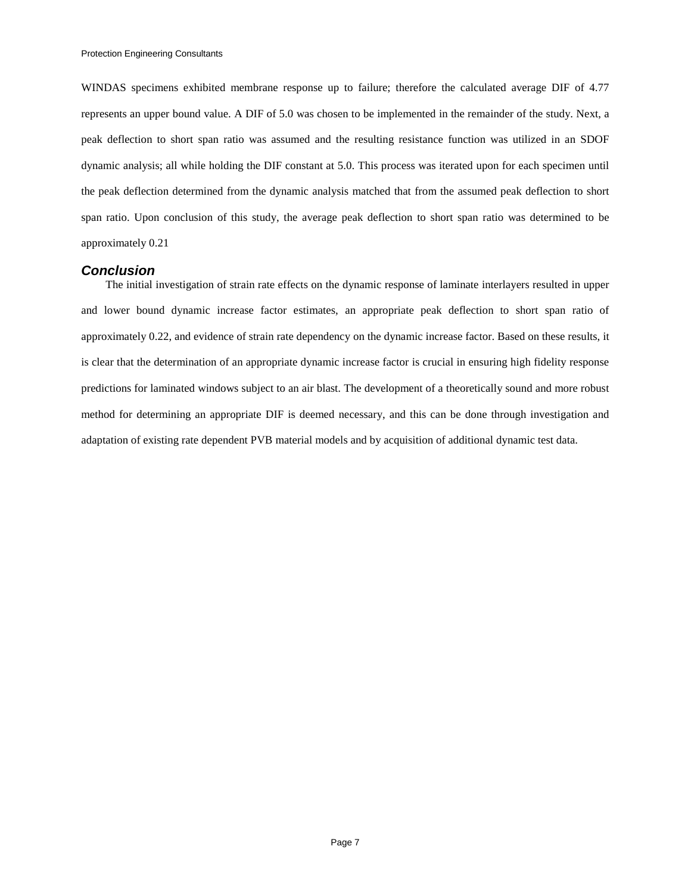WINDAS specimens exhibited membrane response up to failure; therefore the calculated average DIF of 4.77 represents an upper bound value. A DIF of 5.0 was chosen to be implemented in the remainder of the study. Next, a peak deflection to short span ratio was assumed and the resulting resistance function was utilized in an SDOF dynamic analysis; all while holding the DIF constant at 5.0. This process was iterated upon for each specimen until the peak deflection determined from the dynamic analysis matched that from the assumed peak deflection to short span ratio. Upon conclusion of this study, the average peak deflection to short span ratio was determined to be approximately 0.21

## ***Conclusion***

The initial investigation of strain rate effects on the dynamic response of laminate interlayers resulted in upper and lower bound dynamic increase factor estimates, an appropriate peak deflection to short span ratio of approximately 0.22, and evidence of strain rate dependency on the dynamic increase factor. Based on these results, it is clear that the determination of an appropriate dynamic increase factor is crucial in ensuring high fidelity response predictions for laminated windows subject to an air blast. The development of a theoretically sound and more robust method for determining an appropriate DIF is deemed necessary, and this can be done through investigation and adaptation of existing rate dependent PVB material models and by acquisition of additional dynamic test data.